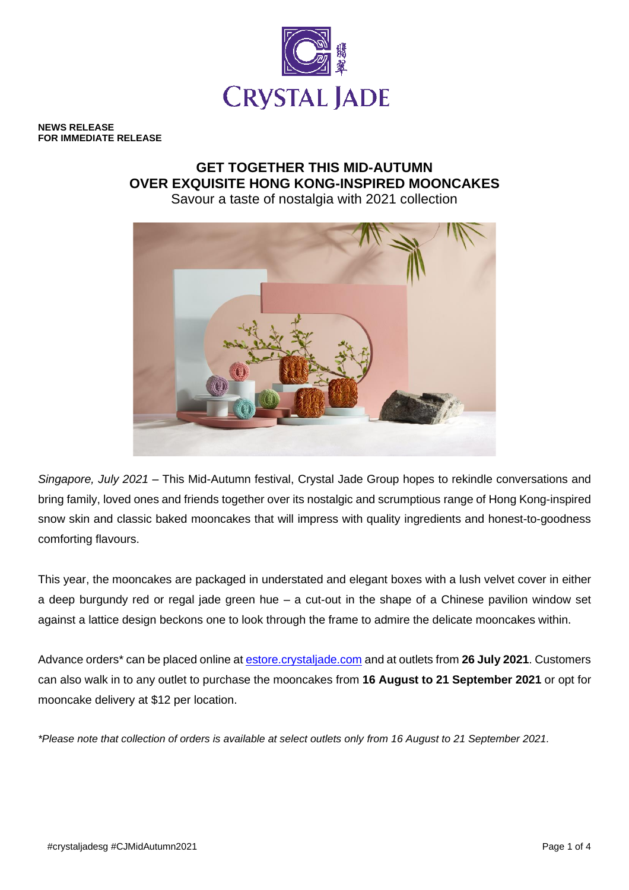**NEWS RELEASE**
**FOR IMMEDIATE RELEASE**

# GET TOGETHER THIS MID-AUTUMN OVER EXQUISITE HONG KONG-INSPIRED MOONCAKES

Savour a taste of nostalgia with 2021 collection

*Singapore, July 2021* – This Mid-Autumn festival, Crystal Jade Group hopes to rekindle conversations and bring family, loved ones and friends together over its nostalgic and scrumptious range of Hong Kong-inspired snow skin and classic baked mooncakes that will impress with quality ingredients and honest-to-goodness comforting flavours.

This year, the mooncakes are packaged in understated and elegant boxes with a lush velvet cover in either a deep burgundy red or regal jade green hue – a cut-out in the shape of a Chinese pavilion window set against a lattice design beckons one to look through the frame to admire the delicate mooncakes within.

Advance orders* can be placed online at estore.crystaljade.com and at outlets from **26 July 2021**. Customers can also walk in to any outlet to purchase the mooncakes from **16 August to 21 September 2021** or opt for mooncake delivery at $12 per location.

*\*Please note that collection of orders is available at select outlets only from 16 August to 21 September 2021.*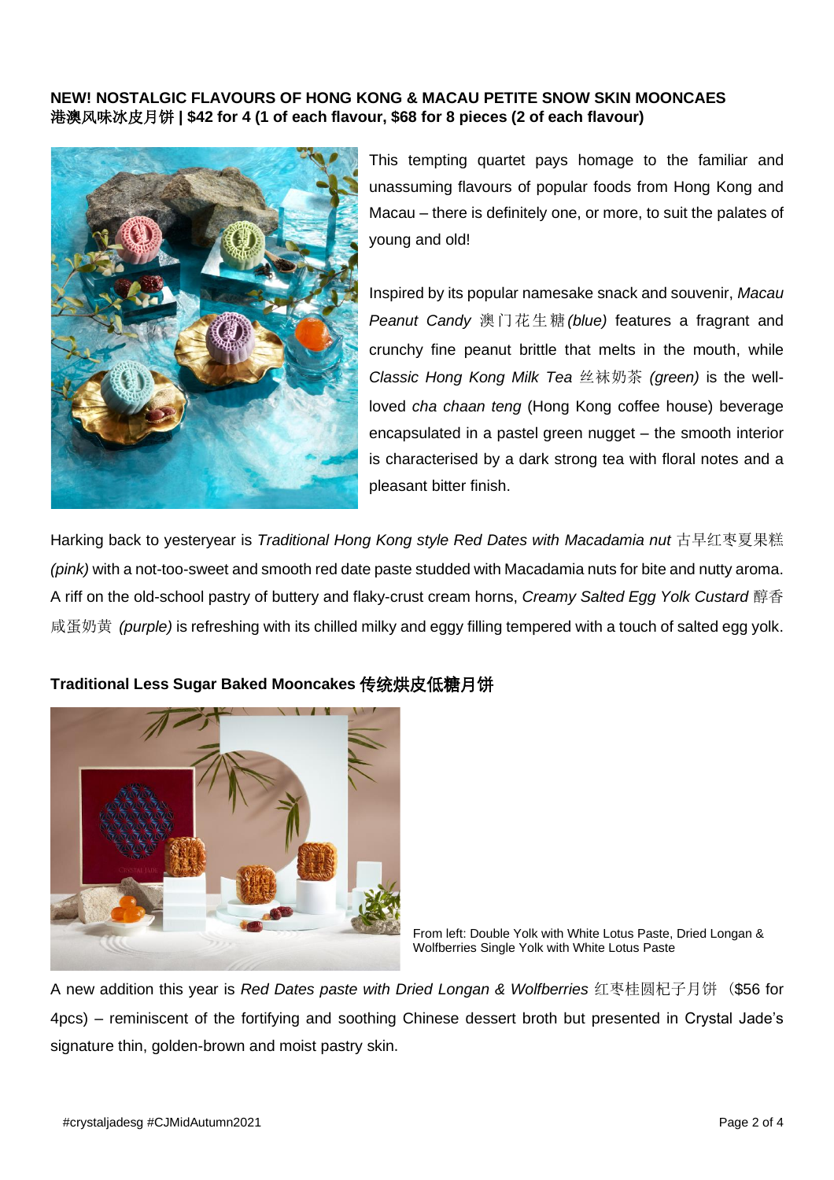**NEW! NOSTALGIC FLAVOURS OF HONG KONG & MACAU PETITE SNOW SKIN MOONCAKES**
**港澳风味冰皮月饼 | $42 for 4 (1 of each flavour, $68 for 8 pieces (2 of each flavour)**

This tempting quartet pays homage to the familiar and unassuming flavours of popular foods from Hong Kong and Macau – there is definitely one, or more, to suit the palates of young and old!

Inspired by its popular namesake snack and souvenir, *Macau Peanut Candy* 澳门花生糖 *(blue)* features a fragrant and crunchy fine peanut brittle that melts in the mouth, while *Classic Hong Kong Milk Tea* 丝袜奶茶 *(green)* is the well-loved *cha chaan teng* (Hong Kong coffee house) beverage encapsulated in a pastel green nugget – the smooth interior is characterised by a dark strong tea with floral notes and a pleasant bitter finish.

Harking back to yesteryear is *Traditional Hong Kong style Red Dates with Macadamia nut* 古早红枣夏果糕 *(pink)* with a not-too-sweet and smooth red date paste studded with Macadamia nuts for bite and nutty aroma. A riff on the old-school pastry of buttery and flaky-crust cream horns, *Creamy Salted Egg Yolk Custard* 醇香咸蛋奶黄 *(purple)* is refreshing with its chilled milky and eggy filling tempered with a touch of salted egg yolk.

**Traditional Less Sugar Baked Mooncakes 传统烘皮低糖月饼**

From left: Double Yolk with White Lotus Paste, Dried Longan & Wolfberries Single Yolk with White Lotus Paste

A new addition this year is *Red Dates paste with Dried Longan & Wolfberries* 红枣桂圆杞子月饼（$56 for 4pcs) – reminiscent of the fortifying and soothing Chinese dessert broth but presented in Crystal Jade's signature thin, golden-brown and moist pastry skin.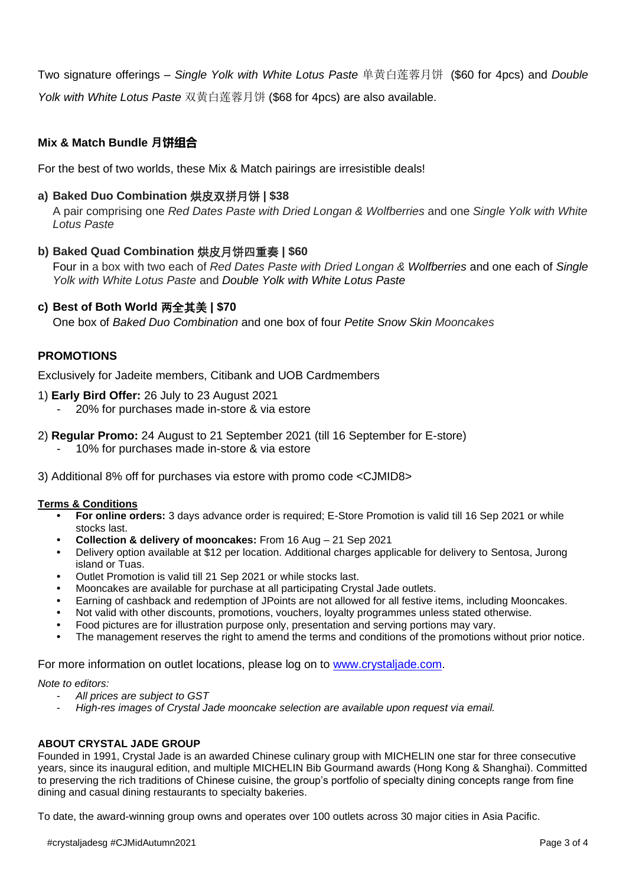Two signature offerings – *Single Yolk with White Lotus Paste* 单黄白莲蓉月饼 ($60 for 4pcs) and *Double Yolk with White Lotus Paste* 双黄白莲蓉月饼 ($68 for 4pcs) are also available.

## Mix & Match Bundle 月饼组合

For the best of two worlds, these Mix & Match pairings are irresistible deals!

**a) Baked Duo Combination 烘皮双拼月饼 | $38**
A pair comprising one *Red Dates Paste with Dried Longan & Wolfberries* and one *Single Yolk with White Lotus Paste*

**b) Baked Quad Combination 烘皮月饼四重奏 | $60**
Four in a box with two each of *Red Dates Paste with Dried Longan & Wolfberries* and one each of *Single Yolk with White Lotus Paste* and *Double Yolk with White Lotus Paste*

**c) Best of Both World 两全其美 | $70**
One box of *Baked Duo Combination* and one box of four *Petite Snow Skin Mooncakes*

## PROMOTIONS

Exclusively for Jadeite members, Citibank and UOB Cardmembers

1) **Early Bird Offer:** 26 July to 23 August 2021
   - 20% for purchases made in-store & via estore

2) **Regular Promo:** 24 August to 21 September 2021 (till 16 September for E-store)
   - 10% for purchases made in-store & via estore

3) Additional 8% off for purchases via estore with promo code <CJMID8>

**Terms & Conditions**

- **For online orders:** 3 days advance order is required; E-Store Promotion is valid till 16 Sep 2021 or while stocks last.
- **Collection & delivery of mooncakes:** From 16 Aug – 21 Sep 2021
- Delivery option available at $12 per location. Additional charges applicable for delivery to Sentosa, Jurong island or Tuas.
- Outlet Promotion is valid till 21 Sep 2021 or while stocks last.
- Mooncakes are available for purchase at all participating Crystal Jade outlets.
- Earning of cashback and redemption of JPoints are not allowed for all festive items, including Mooncakes.
- Not valid with other discounts, promotions, vouchers, loyalty programmes unless stated otherwise.
- Food pictures are for illustration purpose only, presentation and serving portions may vary.
- The management reserves the right to amend the terms and conditions of the promotions without prior notice.

For more information on outlet locations, please log on to www.crystaljade.com.

*Note to editors:*

- *All prices are subject to GST*
- *High-res images of Crystal Jade mooncake selection are available upon request via email.*

## ABOUT CRYSTAL JADE GROUP

Founded in 1991, Crystal Jade is an awarded Chinese culinary group with MICHELIN one star for three consecutive years, since its inaugural edition, and multiple MICHELIN Bib Gourmand awards (Hong Kong & Shanghai). Committed to preserving the rich traditions of Chinese cuisine, the group's portfolio of specialty dining concepts range from fine dining and casual dining restaurants to specialty bakeries.

To date, the award-winning group owns and operates over 100 outlets across 30 major cities in Asia Pacific.

#crystaljadesg #CJMidAutumn2021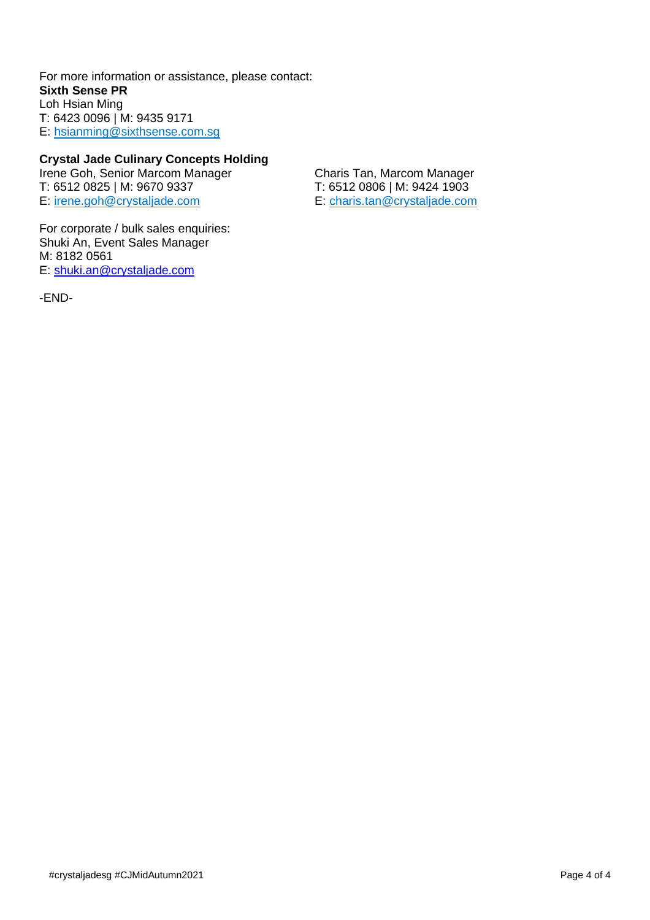For more information or assistance, please contact:

**Sixth Sense PR**
Loh Hsian Ming
T: 6423 0096 | M: 9435 9171
E: hsianming@sixthsense.com.sg

**Crystal Jade Culinary Concepts Holding**

Irene Goh, Senior Marcom Manager
T: 6512 0825 | M: 9670 9337
E: irene.goh@crystaljade.com

Charis Tan, Marcom Manager
T: 6512 0806 | M: 9424 1903
E: charis.tan@crystaljade.com

For corporate / bulk sales enquiries:
Shuki An, Event Sales Manager
M: 8182 0561
E: shuki.an@crystaljade.com

-END-

#crystaljadesg #CJMidAutumn2021